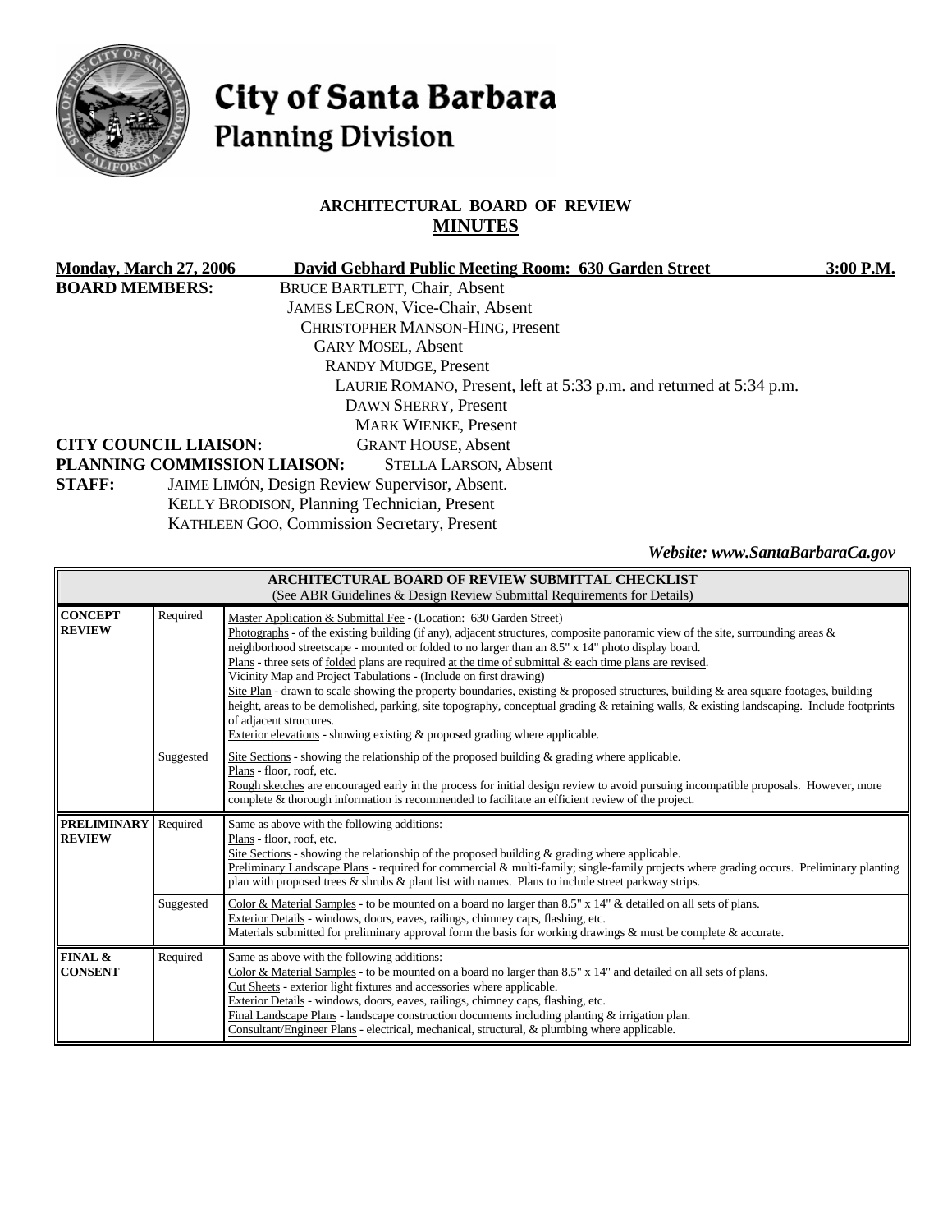# City of Santa Barbara
## Planning Division

### ARCHITECTURAL BOARD OF REVIEW
### MINUTES

**Monday, March 27, 2006** **David Gebhard Public Meeting Room: 630 Garden Street** **3:00 P.M.**

**BOARD MEMBERS:**
BRUCE BARTLETT, Chair, Absent
JAMES LECRON, Vice-Chair, Absent
CHRISTOPHER MANSON-HING, present
GARY MOSEL, Absent
RANDY MUDGE, Present
LAURIE ROMANO, Present, left at 5:33 p.m. and returned at 5:34 p.m.
DAWN SHERRY, Present
MARK WIENKE, Present

**CITY COUNCIL LIAISON:** GRANT HOUSE, Absent

**PLANNING COMMISSION LIAISON:** STELLA LARSON, Absent

**STAFF:**
JAIME LIMÓN, Design Review Supervisor, Absent.
KELLY BRODISON, Planning Technician, Present
KATHLEEN GOO, Commission Secretary, Present

*Website: www.SantaBarbaraCa.gov*

| **ARCHITECTURAL BOARD OF REVIEW SUBMITTAL CHECKLIST** (See ABR Guidelines & Design Review Submittal Requirements for Details) | | |
|---|---|---|
| **CONCEPT REVIEW** | Required | Master Application & Submittal Fee - (Location: 630 Garden Street)<br>Photographs - of the existing building (if any), adjacent structures, composite panoramic view of the site, surrounding areas & neighborhood streetscape - mounted or folded to no larger than an 8.5" x 14" photo display board.<br>Plans - three sets of folded plans are required at the time of submittal & each time plans are revised.<br>Vicinity Map and Project Tabulations - (Include on first drawing)<br>Site Plan - drawn to scale showing the property boundaries, existing & proposed structures, building & area square footages, building height, areas to be demolished, parking, site topography, conceptual grading & retaining walls, & existing landscaping. Include footprints of adjacent structures.<br>Exterior elevations - showing existing & proposed grading where applicable. |
| | Suggested | Site Sections - showing the relationship of the proposed building & grading where applicable.<br>Plans - floor, roof, etc.<br>Rough sketches are encouraged early in the process for initial design review to avoid pursuing incompatible proposals. However, more complete & thorough information is recommended to facilitate an efficient review of the project. |
| **PRELIMINARY REVIEW** | Required | Same as above with the following additions:<br>Plans - floor, roof, etc.<br>Site Sections - showing the relationship of the proposed building & grading where applicable.<br>Preliminary Landscape Plans - required for commercial & multi-family; single-family projects where grading occurs. Preliminary planting plan with proposed trees & shrubs & plant list with names. Plans to include street parkway strips. |
| | Suggested | Color & Material Samples - to be mounted on a board no larger than 8.5" x 14" & detailed on all sets of plans.<br>Exterior Details - windows, doors, eaves, railings, chimney caps, flashing, etc.<br>Materials submitted for preliminary approval form the basis for working drawings & must be complete & accurate. |
| **FINAL & CONSENT** | Required | Same as above with the following additions:<br>Color & Material Samples - to be mounted on a board no larger than 8.5" x 14" and detailed on all sets of plans.<br>Cut Sheets - exterior light fixtures and accessories where applicable.<br>Exterior Details - windows, doors, eaves, railings, chimney caps, flashing, etc.<br>Final Landscape Plans - landscape construction documents including planting & irrigation plan.<br>Consultant/Engineer Plans - electrical, mechanical, structural, & plumbing where applicable. |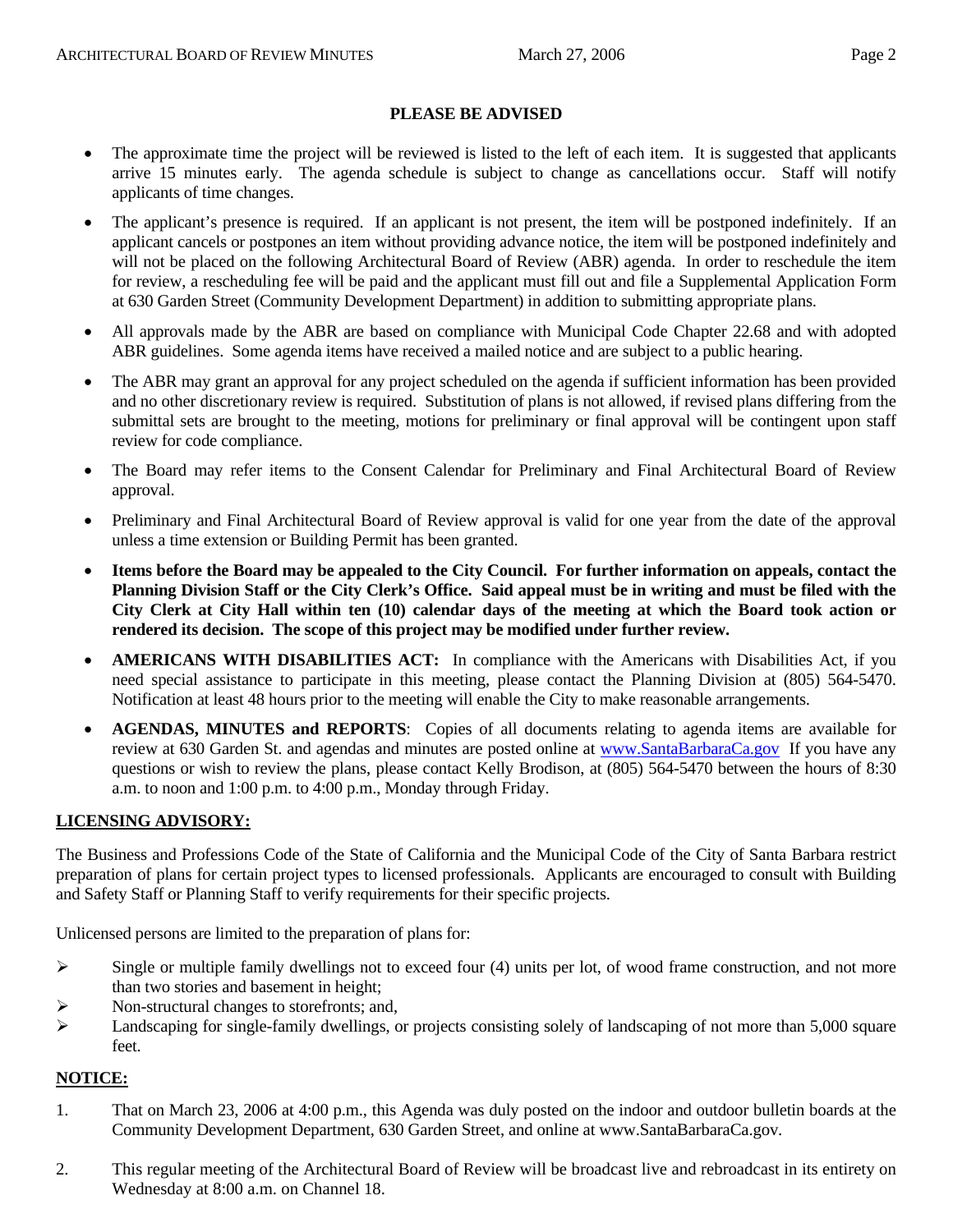**PLEASE BE ADVISED**

- The approximate time the project will be reviewed is listed to the left of each item. It is suggested that applicants arrive 15 minutes early. The agenda schedule is subject to change as cancellations occur. Staff will notify applicants of time changes.
- The applicant's presence is required. If an applicant is not present, the item will be postponed indefinitely. If an applicant cancels or postpones an item without providing advance notice, the item will be postponed indefinitely and will not be placed on the following Architectural Board of Review (ABR) agenda. In order to reschedule the item for review, a rescheduling fee will be paid and the applicant must fill out and file a Supplemental Application Form at 630 Garden Street (Community Development Department) in addition to submitting appropriate plans.
- All approvals made by the ABR are based on compliance with Municipal Code Chapter 22.68 and with adopted ABR guidelines. Some agenda items have received a mailed notice and are subject to a public hearing.
- The ABR may grant an approval for any project scheduled on the agenda if sufficient information has been provided and no other discretionary review is required. Substitution of plans is not allowed, if revised plans differing from the submittal sets are brought to the meeting, motions for preliminary or final approval will be contingent upon staff review for code compliance.
- The Board may refer items to the Consent Calendar for Preliminary and Final Architectural Board of Review approval.
- Preliminary and Final Architectural Board of Review approval is valid for one year from the date of the approval unless a time extension or Building Permit has been granted.
- **Items before the Board may be appealed to the City Council. For further information on appeals, contact the Planning Division Staff or the City Clerk's Office. Said appeal must be in writing and must be filed with the City Clerk at City Hall within ten (10) calendar days of the meeting at which the Board took action or rendered its decision. The scope of this project may be modified under further review.**
- **AMERICANS WITH DISABILITIES ACT:** In compliance with the Americans with Disabilities Act, if you need special assistance to participate in this meeting, please contact the Planning Division at (805) 564-5470. Notification at least 48 hours prior to the meeting will enable the City to make reasonable arrangements.
- **AGENDAS, MINUTES and REPORTS**: Copies of all documents relating to agenda items are available for review at 630 Garden St. and agendas and minutes are posted online at www.SantaBarbaraCa.gov If you have any questions or wish to review the plans, please contact Kelly Brodison, at (805) 564-5470 between the hours of 8:30 a.m. to noon and 1:00 p.m. to 4:00 p.m., Monday through Friday.

**LICENSING ADVISORY:**

The Business and Professions Code of the State of California and the Municipal Code of the City of Santa Barbara restrict preparation of plans for certain project types to licensed professionals. Applicants are encouraged to consult with Building and Safety Staff or Planning Staff to verify requirements for their specific projects.

Unlicensed persons are limited to the preparation of plans for:

- Single or multiple family dwellings not to exceed four (4) units per lot, of wood frame construction, and not more than two stories and basement in height;
- Non-structural changes to storefronts; and,
- Landscaping for single-family dwellings, or projects consisting solely of landscaping of not more than 5,000 square feet.

**NOTICE:**

1. That on March 23, 2006 at 4:00 p.m., this Agenda was duly posted on the indoor and outdoor bulletin boards at the Community Development Department, 630 Garden Street, and online at www.SantaBarbaraCa.gov.
2. This regular meeting of the Architectural Board of Review will be broadcast live and rebroadcast in its entirety on Wednesday at 8:00 a.m. on Channel 18.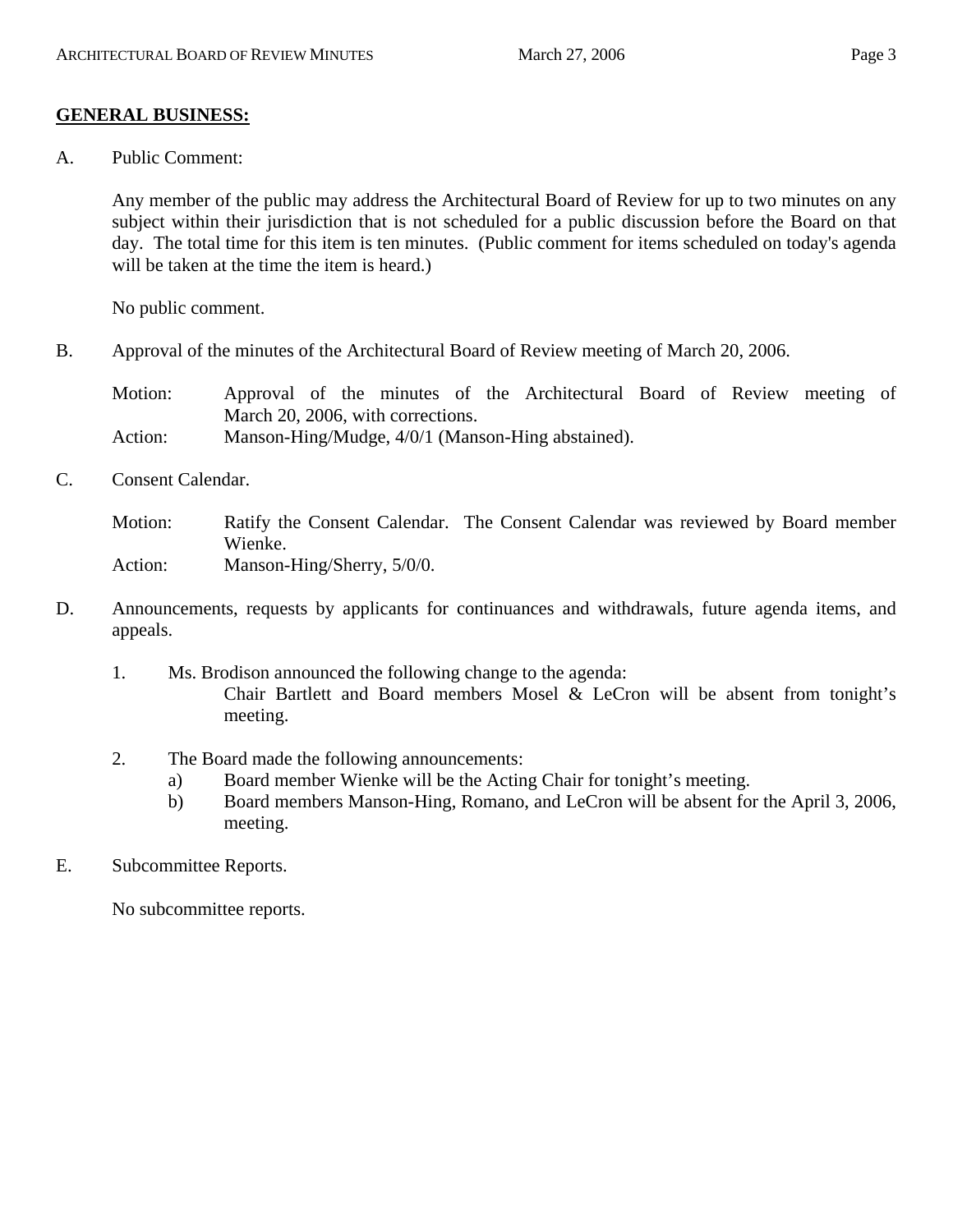## GENERAL BUSINESS:

A. Public Comment:

Any member of the public may address the Architectural Board of Review for up to two minutes on any subject within their jurisdiction that is not scheduled for a public discussion before the Board on that day. The total time for this item is ten minutes. (Public comment for items scheduled on today's agenda will be taken at the time the item is heard.)

No public comment.

B. Approval of the minutes of the Architectural Board of Review meeting of March 20, 2006.

Motion: Approval of the minutes of the Architectural Board of Review meeting of March 20, 2006, with corrections.
Action: Manson-Hing/Mudge, 4/0/1 (Manson-Hing abstained).

C. Consent Calendar.

Motion: Ratify the Consent Calendar. The Consent Calendar was reviewed by Board member Wienke.
Action: Manson-Hing/Sherry, 5/0/0.

D. Announcements, requests by applicants for continuances and withdrawals, future agenda items, and appeals.

1. Ms. Brodison announced the following change to the agenda:
   Chair Bartlett and Board members Mosel & LeCron will be absent from tonight's meeting.

2. The Board made the following announcements:
   a) Board member Wienke will be the Acting Chair for tonight's meeting.
   b) Board members Manson-Hing, Romano, and LeCron will be absent for the April 3, 2006, meeting.

E. Subcommittee Reports.

No subcommittee reports.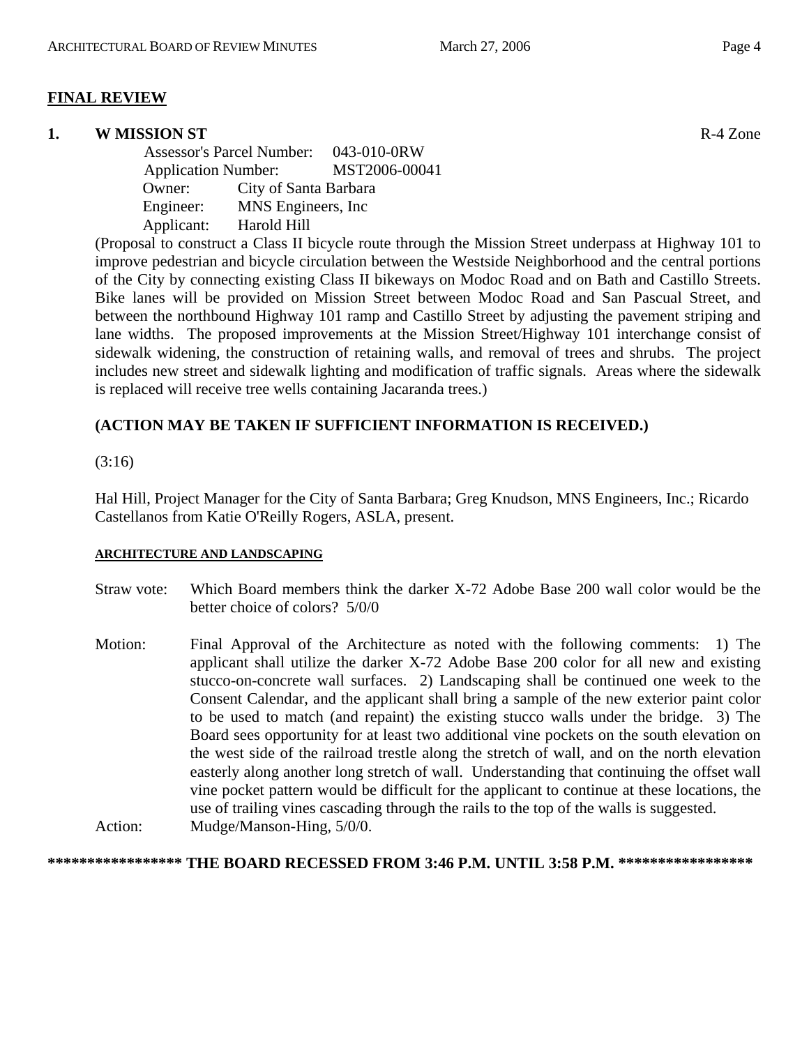## FINAL REVIEW

### 1. W MISSION ST

R-4 Zone

Assessor's Parcel Number: 043-010-0RW
Application Number: MST2006-00041
Owner: City of Santa Barbara
Engineer: MNS Engineers, Inc
Applicant: Harold Hill

(Proposal to construct a Class II bicycle route through the Mission Street underpass at Highway 101 to improve pedestrian and bicycle circulation between the Westside Neighborhood and the central portions of the City by connecting existing Class II bikeways on Modoc Road and on Bath and Castillo Streets. Bike lanes will be provided on Mission Street between Modoc Road and San Pascual Street, and between the northbound Highway 101 ramp and Castillo Street by adjusting the pavement striping and lane widths. The proposed improvements at the Mission Street/Highway 101 interchange consist of sidewalk widening, the construction of retaining walls, and removal of trees and shrubs. The project includes new street and sidewalk lighting and modification of traffic signals. Areas where the sidewalk is replaced will receive tree wells containing Jacaranda trees.)

**(ACTION MAY BE TAKEN IF SUFFICIENT INFORMATION IS RECEIVED.)**

(3:16)

Hal Hill, Project Manager for the City of Santa Barbara; Greg Knudson, MNS Engineers, Inc.; Ricardo Castellanos from Katie O'Reilly Rogers, ASLA, present.

**ARCHITECTURE AND LANDSCAPING**

Straw vote: Which Board members think the darker X-72 Adobe Base 200 wall color would be the better choice of colors? 5/0/0

Motion: Final Approval of the Architecture as noted with the following comments: 1) The applicant shall utilize the darker X-72 Adobe Base 200 color for all new and existing stucco-on-concrete wall surfaces. 2) Landscaping shall be continued one week to the Consent Calendar, and the applicant shall bring a sample of the new exterior paint color to be used to match (and repaint) the existing stucco walls under the bridge. 3) The Board sees opportunity for at least two additional vine pockets on the south elevation on the west side of the railroad trestle along the stretch of wall, and on the north elevation easterly along another long stretch of wall. Understanding that continuing the offset wall vine pocket pattern would be difficult for the applicant to continue at these locations, the use of trailing vines cascading through the rails to the top of the walls is suggested.

Action: Mudge/Manson-Hing, 5/0/0.

**\*\*\*\*\*\*\*\*\*\*\*\*\*\*\*\*\* THE BOARD RECESSED FROM 3:46 P.M. UNTIL 3:58 P.M. \*\*\*\*\*\*\*\*\*\*\*\*\*\*\*\*\***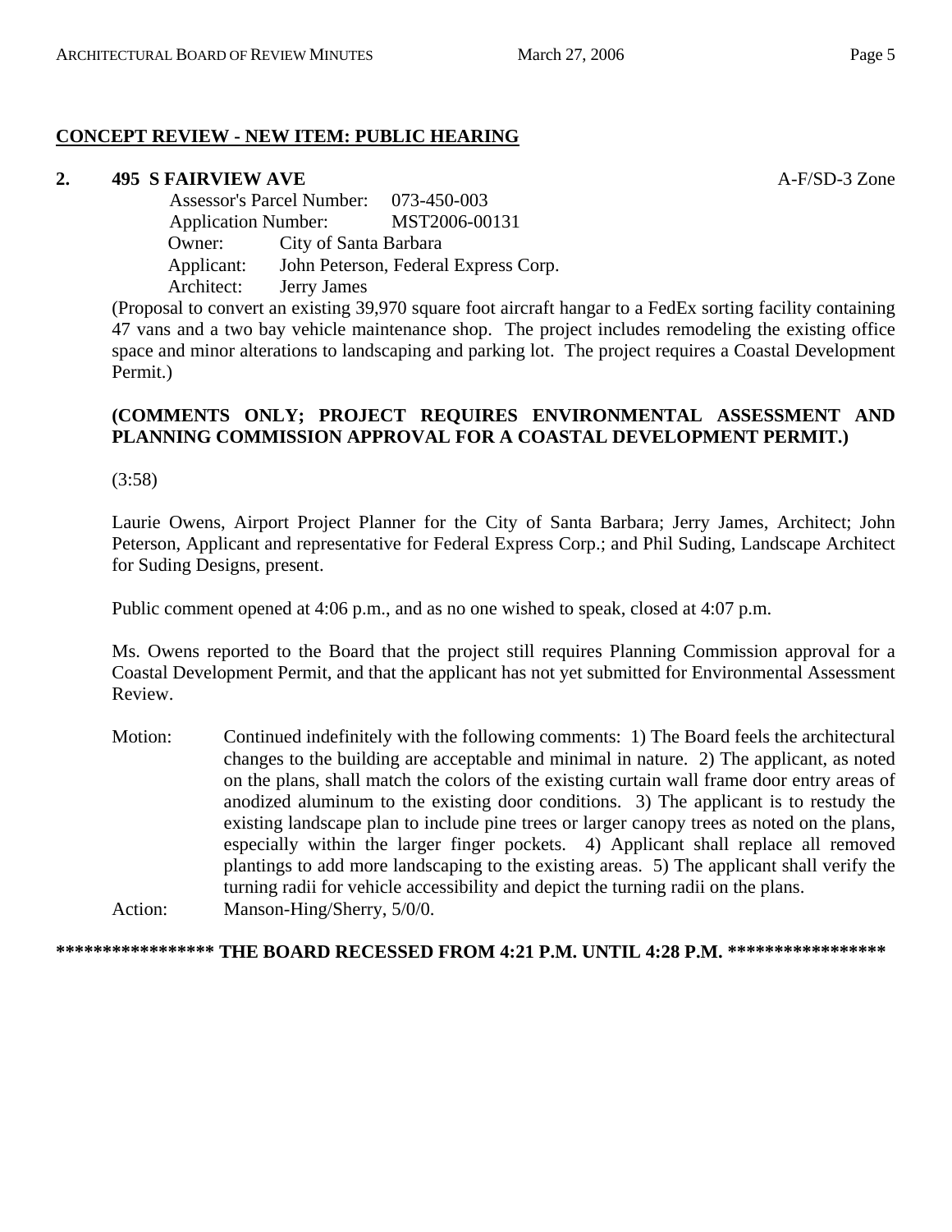## CONCEPT REVIEW - NEW ITEM: PUBLIC HEARING

**2. 495 S FAIRVIEW AVE** A-F/SD-3 Zone

Assessor's Parcel Number: 073-450-003
Application Number: MST2006-00131
Owner: City of Santa Barbara
Applicant: John Peterson, Federal Express Corp.
Architect: Jerry James

(Proposal to convert an existing 39,970 square foot aircraft hangar to a FedEx sorting facility containing 47 vans and a two bay vehicle maintenance shop. The project includes remodeling the existing office space and minor alterations to landscaping and parking lot. The project requires a Coastal Development Permit.)

**(COMMENTS ONLY; PROJECT REQUIRES ENVIRONMENTAL ASSESSMENT AND PLANNING COMMISSION APPROVAL FOR A COASTAL DEVELOPMENT PERMIT.)**

(3:58)

Laurie Owens, Airport Project Planner for the City of Santa Barbara; Jerry James, Architect; John Peterson, Applicant and representative for Federal Express Corp.; and Phil Suding, Landscape Architect for Suding Designs, present.

Public comment opened at 4:06 p.m., and as no one wished to speak, closed at 4:07 p.m.

Ms. Owens reported to the Board that the project still requires Planning Commission approval for a Coastal Development Permit, and that the applicant has not yet submitted for Environmental Assessment Review.

Motion: Continued indefinitely with the following comments: 1) The Board feels the architectural changes to the building are acceptable and minimal in nature. 2) The applicant, as noted on the plans, shall match the colors of the existing curtain wall frame door entry areas of anodized aluminum to the existing door conditions. 3) The applicant is to restudy the existing landscape plan to include pine trees or larger canopy trees as noted on the plans, especially within the larger finger pockets. 4) Applicant shall replace all removed plantings to add more landscaping to the existing areas. 5) The applicant shall verify the turning radii for vehicle accessibility and depict the turning radii on the plans.

Action: Manson-Hing/Sherry, 5/0/0.

**\*\*\*\*\*\*\*\*\*\*\*\*\*\*\*\*\* THE BOARD RECESSED FROM 4:21 P.M. UNTIL 4:28 P.M. \*\*\*\*\*\*\*\*\*\*\*\*\*\*\*\*\***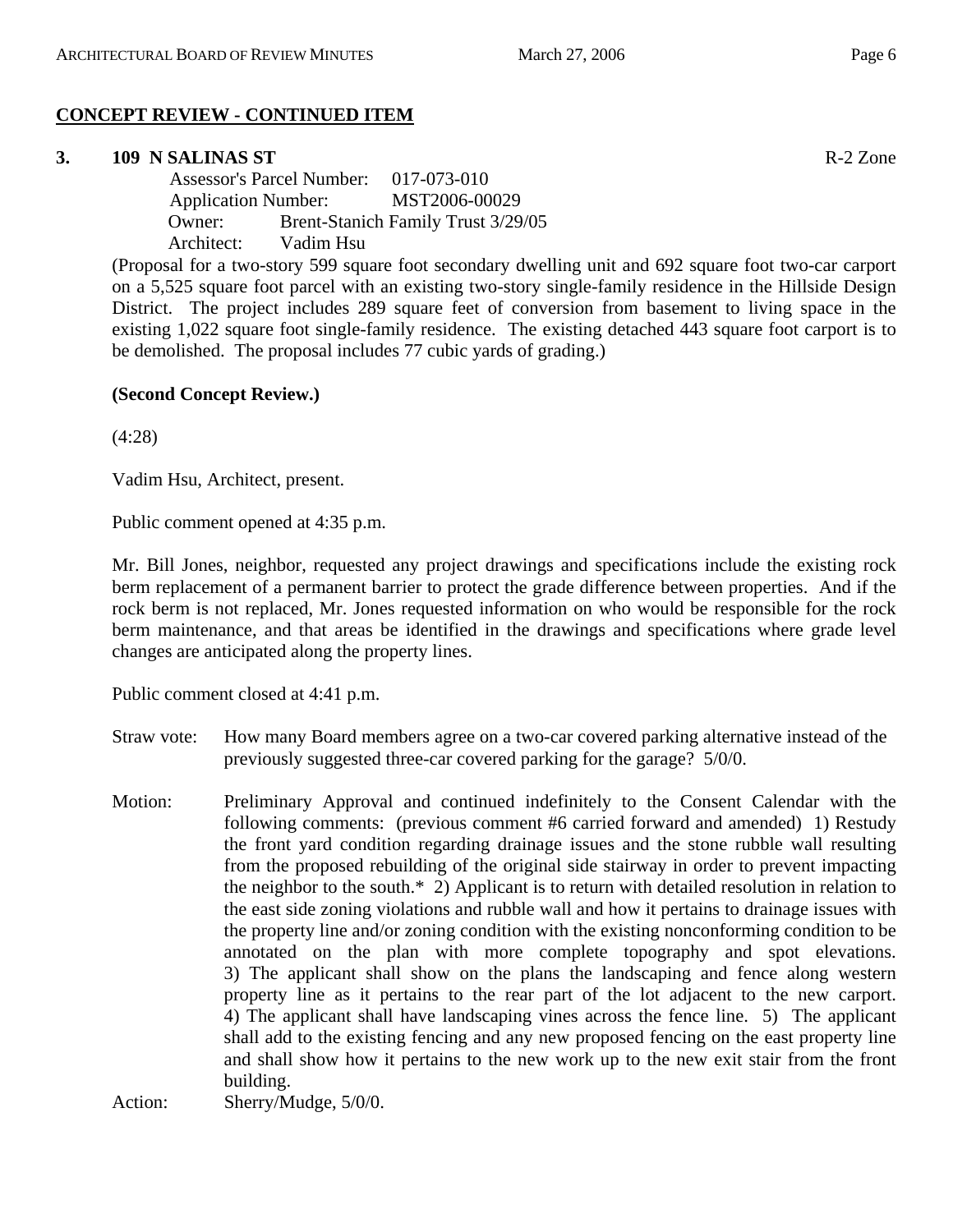## CONCEPT REVIEW - CONTINUED ITEM

**3. 109 N SALINAS ST** R-2 Zone

Assessor's Parcel Number: 017-073-010
Application Number: MST2006-00029
Owner: Brent-Stanich Family Trust 3/29/05
Architect: Vadim Hsu

(Proposal for a two-story 599 square foot secondary dwelling unit and 692 square foot two-car carport on a 5,525 square foot parcel with an existing two-story single-family residence in the Hillside Design District. The project includes 289 square feet of conversion from basement to living space in the existing 1,022 square foot single-family residence. The existing detached 443 square foot carport is to be demolished. The proposal includes 77 cubic yards of grading.)

**(Second Concept Review.)**

(4:28)

Vadim Hsu, Architect, present.

Public comment opened at 4:35 p.m.

Mr. Bill Jones, neighbor, requested any project drawings and specifications include the existing rock berm replacement of a permanent barrier to protect the grade difference between properties. And if the rock berm is not replaced, Mr. Jones requested information on who would be responsible for the rock berm maintenance, and that areas be identified in the drawings and specifications where grade level changes are anticipated along the property lines.

Public comment closed at 4:41 p.m.

Straw vote: How many Board members agree on a two-car covered parking alternative instead of the previously suggested three-car covered parking for the garage? 5/0/0.

Motion: Preliminary Approval and continued indefinitely to the Consent Calendar with the following comments: (previous comment #6 carried forward and amended) 1) Restudy the front yard condition regarding drainage issues and the stone rubble wall resulting from the proposed rebuilding of the original side stairway in order to prevent impacting the neighbor to the south.* 2) Applicant is to return with detailed resolution in relation to the east side zoning violations and rubble wall and how it pertains to drainage issues with the property line and/or zoning condition with the existing nonconforming condition to be annotated on the plan with more complete topography and spot elevations. 3) The applicant shall show on the plans the landscaping and fence along western property line as it pertains to the rear part of the lot adjacent to the new carport. 4) The applicant shall have landscaping vines across the fence line. 5) The applicant shall add to the existing fencing and any new proposed fencing on the east property line and shall show how it pertains to the new work up to the new exit stair from the front building.

Action: Sherry/Mudge, 5/0/0.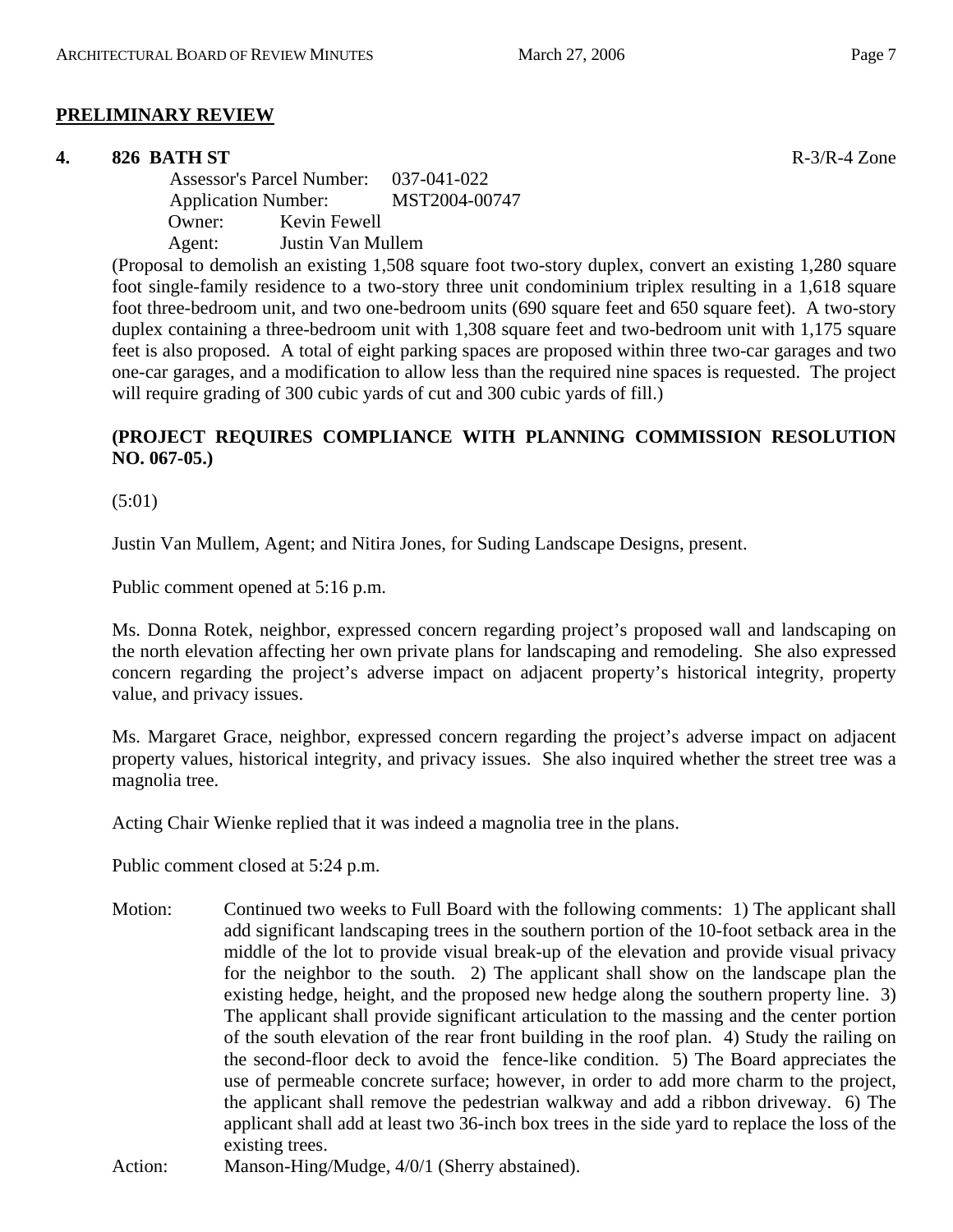## PRELIMINARY REVIEW

**4. 826 BATH ST** R-3/R-4 Zone

Assessor's Parcel Number: 037-041-022
Application Number: MST2004-00747
Owner: Kevin Fewell
Agent: Justin Van Mullem

(Proposal to demolish an existing 1,508 square foot two-story duplex, convert an existing 1,280 square foot single-family residence to a two-story three unit condominium triplex resulting in a 1,618 square foot three-bedroom unit, and two one-bedroom units (690 square feet and 650 square feet). A two-story duplex containing a three-bedroom unit with 1,308 square feet and two-bedroom unit with 1,175 square feet is also proposed. A total of eight parking spaces are proposed within three two-car garages and two one-car garages, and a modification to allow less than the required nine spaces is requested. The project will require grading of 300 cubic yards of cut and 300 cubic yards of fill.)

**(PROJECT REQUIRES COMPLIANCE WITH PLANNING COMMISSION RESOLUTION NO. 067-05.)**

(5:01)

Justin Van Mullem, Agent; and Nitira Jones, for Suding Landscape Designs, present.

Public comment opened at 5:16 p.m.

Ms. Donna Rotek, neighbor, expressed concern regarding project's proposed wall and landscaping on the north elevation affecting her own private plans for landscaping and remodeling. She also expressed concern regarding the project's adverse impact on adjacent property's historical integrity, property value, and privacy issues.

Ms. Margaret Grace, neighbor, expressed concern regarding the project's adverse impact on adjacent property values, historical integrity, and privacy issues. She also inquired whether the street tree was a magnolia tree.

Acting Chair Wienke replied that it was indeed a magnolia tree in the plans.

Public comment closed at 5:24 p.m.

Motion: Continued two weeks to Full Board with the following comments: 1) The applicant shall add significant landscaping trees in the southern portion of the 10-foot setback area in the middle of the lot to provide visual break-up of the elevation and provide visual privacy for the neighbor to the south. 2) The applicant shall show on the landscape plan the existing hedge, height, and the proposed new hedge along the southern property line. 3) The applicant shall provide significant articulation to the massing and the center portion of the south elevation of the rear front building in the roof plan. 4) Study the railing on the second-floor deck to avoid the fence-like condition. 5) The Board appreciates the use of permeable concrete surface; however, in order to add more charm to the project, the applicant shall remove the pedestrian walkway and add a ribbon driveway. 6) The applicant shall add at least two 36-inch box trees in the side yard to replace the loss of the existing trees.

Action: Manson-Hing/Mudge, 4/0/1 (Sherry abstained).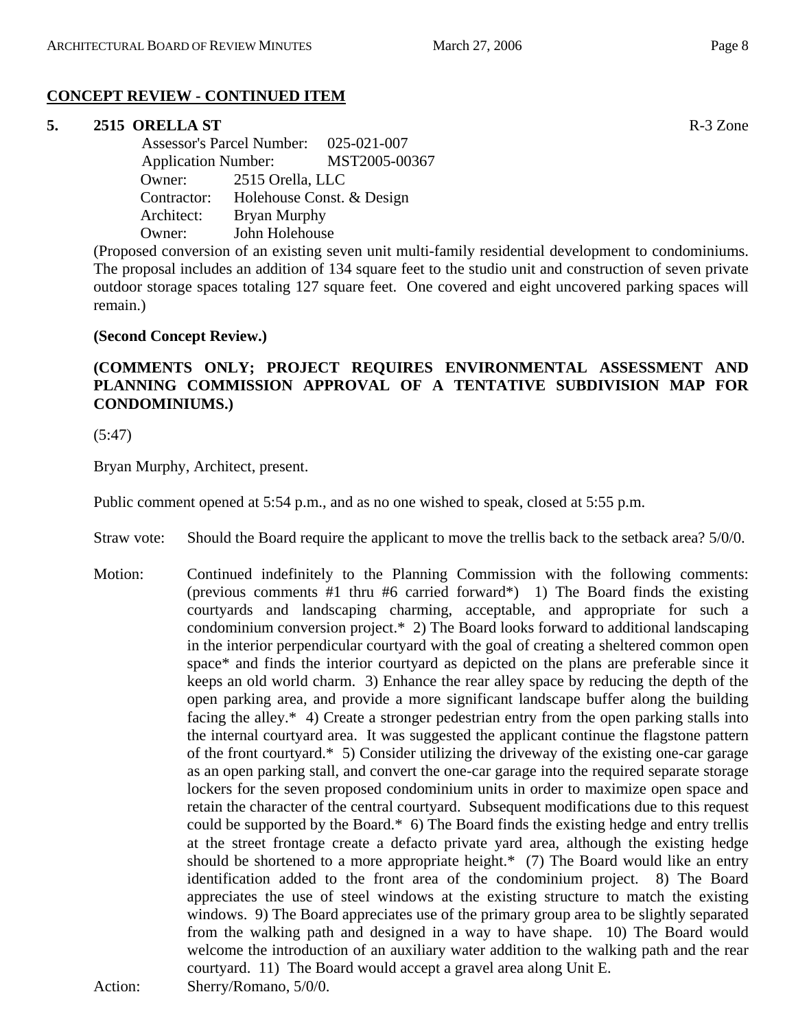## CONCEPT REVIEW - CONTINUED ITEM

**5. 2515 ORELLA ST** R-3 Zone

Assessor's Parcel Number: 025-021-007
Application Number: MST2005-00367
Owner: 2515 Orella, LLC
Contractor: Holehouse Const. & Design
Architect: Bryan Murphy
Owner: John Holehouse

(Proposed conversion of an existing seven unit multi-family residential development to condominiums. The proposal includes an addition of 134 square feet to the studio unit and construction of seven private outdoor storage spaces totaling 127 square feet. One covered and eight uncovered parking spaces will remain.)

**(Second Concept Review.)**

**(COMMENTS ONLY; PROJECT REQUIRES ENVIRONMENTAL ASSESSMENT AND PLANNING COMMISSION APPROVAL OF A TENTATIVE SUBDIVISION MAP FOR CONDOMINIUMS.)**

(5:47)

Bryan Murphy, Architect, present.

Public comment opened at 5:54 p.m., and as no one wished to speak, closed at 5:55 p.m.

Straw vote: Should the Board require the applicant to move the trellis back to the setback area? 5/0/0.

Motion: Continued indefinitely to the Planning Commission with the following comments: (previous comments #1 thru #6 carried forward*) 1) The Board finds the existing courtyards and landscaping charming, acceptable, and appropriate for such a condominium conversion project.* 2) The Board looks forward to additional landscaping in the interior perpendicular courtyard with the goal of creating a sheltered common open space* and finds the interior courtyard as depicted on the plans are preferable since it keeps an old world charm. 3) Enhance the rear alley space by reducing the depth of the open parking area, and provide a more significant landscape buffer along the building facing the alley.* 4) Create a stronger pedestrian entry from the open parking stalls into the internal courtyard area. It was suggested the applicant continue the flagstone pattern of the front courtyard.* 5) Consider utilizing the driveway of the existing one-car garage as an open parking stall, and convert the one-car garage into the required separate storage lockers for the seven proposed condominium units in order to maximize open space and retain the character of the central courtyard. Subsequent modifications due to this request could be supported by the Board.* 6) The Board finds the existing hedge and entry trellis at the street frontage create a defacto private yard area, although the existing hedge should be shortened to a more appropriate height.* (7) The Board would like an entry identification added to the front area of the condominium project. 8) The Board appreciates the use of steel windows at the existing structure to match the existing windows. 9) The Board appreciates use of the primary group area to be slightly separated from the walking path and designed in a way to have shape. 10) The Board would welcome the introduction of an auxiliary water addition to the walking path and the rear courtyard. 11) The Board would accept a gravel area along Unit E.

Action: Sherry/Romano, 5/0/0.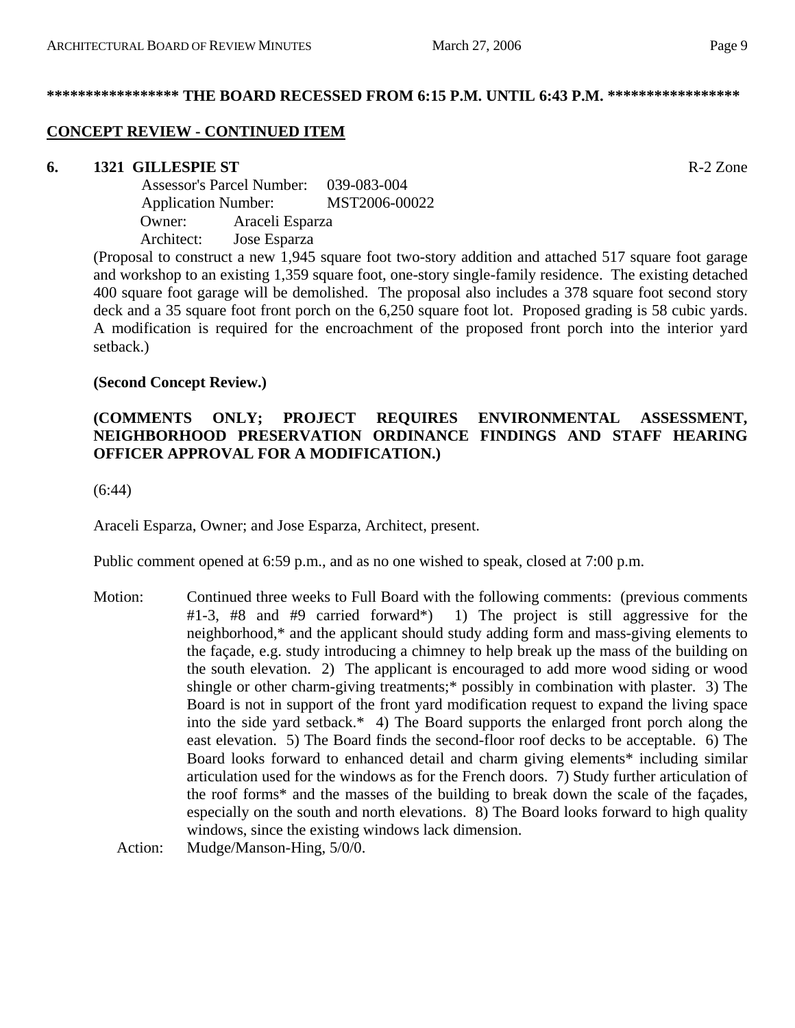**\*\*\*\*\*\*\*\*\*\*\*\*\*\*\*\*\* THE BOARD RECESSED FROM 6:15 P.M. UNTIL 6:43 P.M. \*\*\*\*\*\*\*\*\*\*\*\*\*\*\*\*\***

## CONCEPT REVIEW - CONTINUED ITEM

### 6. 1321 GILLESPIE ST — R-2 Zone

Assessor's Parcel Number: 039-083-004
Application Number: MST2006-00022
Owner: Araceli Esparza
Architect: Jose Esparza

(Proposal to construct a new 1,945 square foot two-story addition and attached 517 square foot garage and workshop to an existing 1,359 square foot, one-story single-family residence. The existing detached 400 square foot garage will be demolished. The proposal also includes a 378 square foot second story deck and a 35 square foot front porch on the 6,250 square foot lot. Proposed grading is 58 cubic yards. A modification is required for the encroachment of the proposed front porch into the interior yard setback.)

**(Second Concept Review.)**

**(COMMENTS ONLY; PROJECT REQUIRES ENVIRONMENTAL ASSESSMENT, NEIGHBORHOOD PRESERVATION ORDINANCE FINDINGS AND STAFF HEARING OFFICER APPROVAL FOR A MODIFICATION.)**

(6:44)

Araceli Esparza, Owner; and Jose Esparza, Architect, present.

Public comment opened at 6:59 p.m., and as no one wished to speak, closed at 7:00 p.m.

Motion: Continued three weeks to Full Board with the following comments: (previous comments #1-3, #8 and #9 carried forward*) 1) The project is still aggressive for the neighborhood,* and the applicant should study adding form and mass-giving elements to the façade, e.g. study introducing a chimney to help break up the mass of the building on the south elevation. 2) The applicant is encouraged to add more wood siding or wood shingle or other charm-giving treatments;* possibly in combination with plaster. 3) The Board is not in support of the front yard modification request to expand the living space into the side yard setback.* 4) The Board supports the enlarged front porch along the east elevation. 5) The Board finds the second-floor roof decks to be acceptable. 6) The Board looks forward to enhanced detail and charm giving elements* including similar articulation used for the windows as for the French doors. 7) Study further articulation of the roof forms* and the masses of the building to break down the scale of the façades, especially on the south and north elevations. 8) The Board looks forward to high quality windows, since the existing windows lack dimension.

Action: Mudge/Manson-Hing, 5/0/0.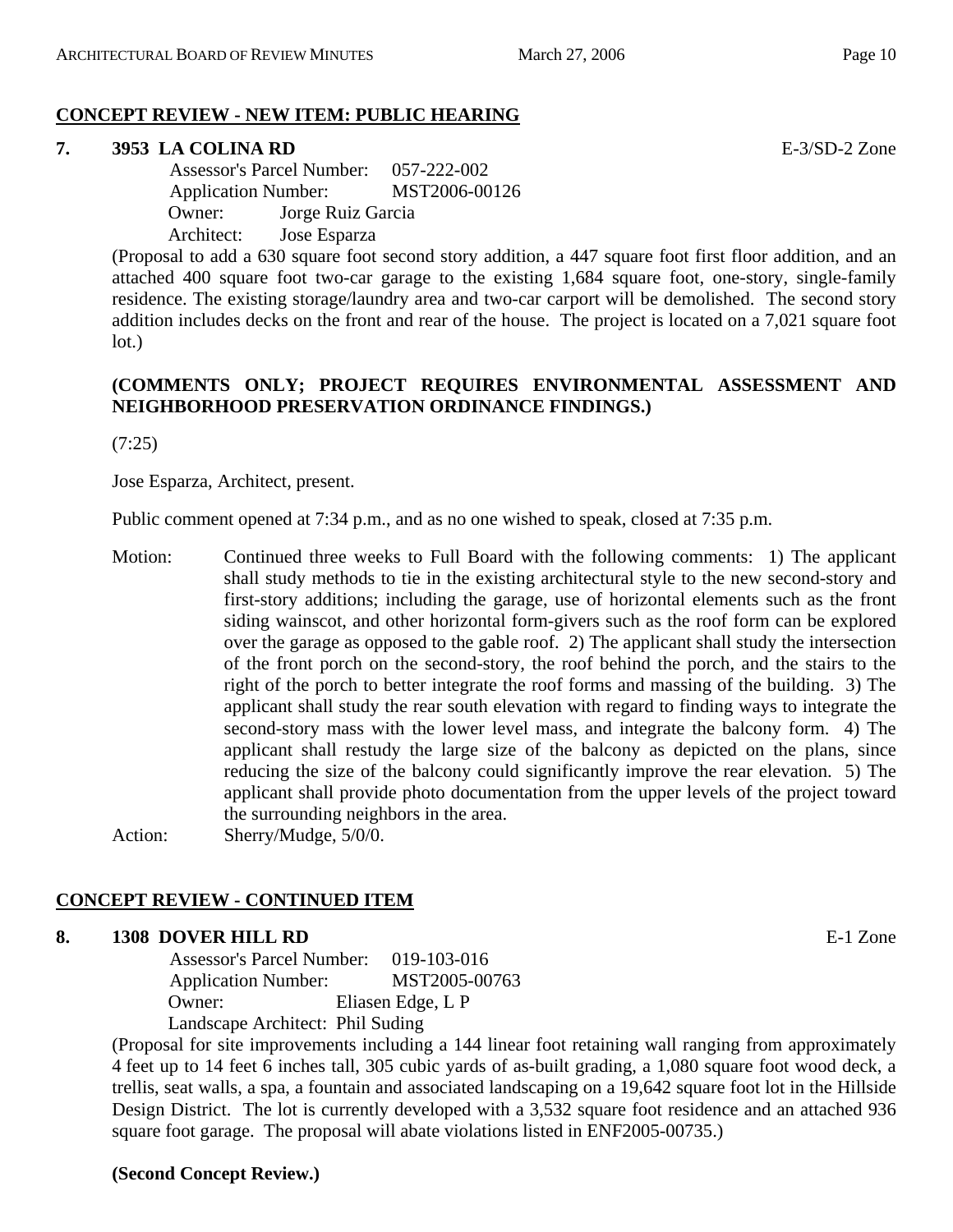## CONCEPT REVIEW - NEW ITEM: PUBLIC HEARING

**7. 3953 LA COLINA RD** E-3/SD-2 Zone

Assessor's Parcel Number: 057-222-002
Application Number: MST2006-00126
Owner: Jorge Ruiz Garcia
Architect: Jose Esparza

(Proposal to add a 630 square foot second story addition, a 447 square foot first floor addition, and an attached 400 square foot two-car garage to the existing 1,684 square foot, one-story, single-family residence. The existing storage/laundry area and two-car carport will be demolished. The second story addition includes decks on the front and rear of the house. The project is located on a 7,021 square foot lot.)

**(COMMENTS ONLY; PROJECT REQUIRES ENVIRONMENTAL ASSESSMENT AND NEIGHBORHOOD PRESERVATION ORDINANCE FINDINGS.)**

(7:25)

Jose Esparza, Architect, present.

Public comment opened at 7:34 p.m., and as no one wished to speak, closed at 7:35 p.m.

Motion: Continued three weeks to Full Board with the following comments: 1) The applicant shall study methods to tie in the existing architectural style to the new second-story and first-story additions; including the garage, use of horizontal elements such as the front siding wainscot, and other horizontal form-givers such as the roof form can be explored over the garage as opposed to the gable roof. 2) The applicant shall study the intersection of the front porch on the second-story, the roof behind the porch, and the stairs to the right of the porch to better integrate the roof forms and massing of the building. 3) The applicant shall study the rear south elevation with regard to finding ways to integrate the second-story mass with the lower level mass, and integrate the balcony form. 4) The applicant shall restudy the large size of the balcony as depicted on the plans, since reducing the size of the balcony could significantly improve the rear elevation. 5) The applicant shall provide photo documentation from the upper levels of the project toward the surrounding neighbors in the area.

Action: Sherry/Mudge, 5/0/0.

## CONCEPT REVIEW - CONTINUED ITEM

**8. 1308 DOVER HILL RD** E-1 Zone

Assessor's Parcel Number: 019-103-016
Application Number: MST2005-00763
Owner: Eliasen Edge, L P
Landscape Architect: Phil Suding

(Proposal for site improvements including a 144 linear foot retaining wall ranging from approximately 4 feet up to 14 feet 6 inches tall, 305 cubic yards of as-built grading, a 1,080 square foot wood deck, a trellis, seat walls, a spa, a fountain and associated landscaping on a 19,642 square foot lot in the Hillside Design District. The lot is currently developed with a 3,532 square foot residence and an attached 936 square foot garage. The proposal will abate violations listed in ENF2005-00735.)

**(Second Concept Review.)**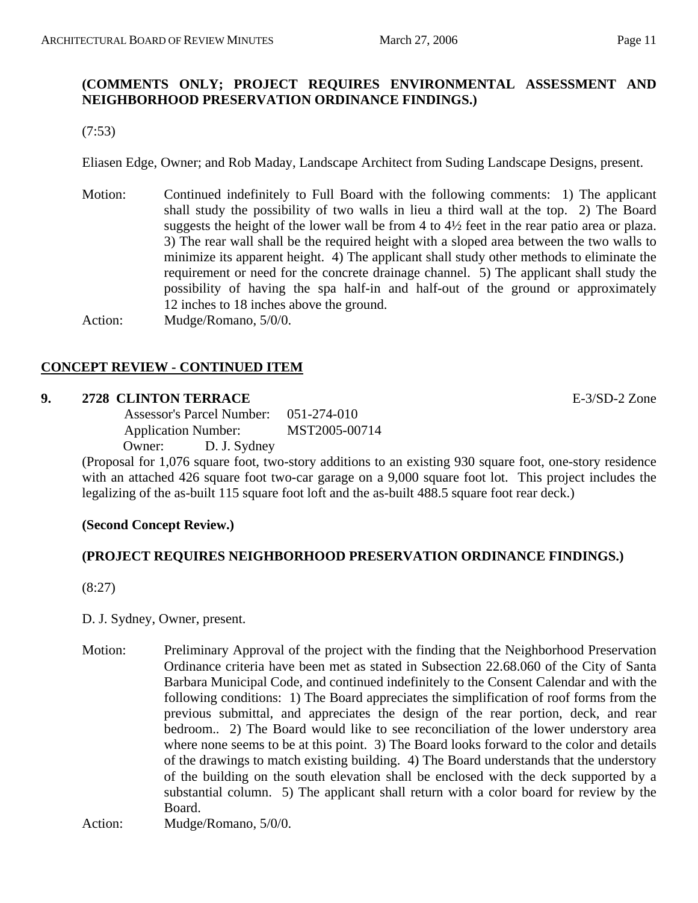**(COMMENTS ONLY; PROJECT REQUIRES ENVIRONMENTAL ASSESSMENT AND NEIGHBORHOOD PRESERVATION ORDINANCE FINDINGS.)**

(7:53)

Eliasen Edge, Owner; and Rob Maday, Landscape Architect from Suding Landscape Designs, present.

Motion: Continued indefinitely to Full Board with the following comments: 1) The applicant shall study the possibility of two walls in lieu a third wall at the top. 2) The Board suggests the height of the lower wall be from 4 to 4½ feet in the rear patio area or plaza. 3) The rear wall shall be the required height with a sloped area between the two walls to minimize its apparent height. 4) The applicant shall study other methods to eliminate the requirement or need for the concrete drainage channel. 5) The applicant shall study the possibility of having the spa half-in and half-out of the ground or approximately 12 inches to 18 inches above the ground.

Action: Mudge/Romano, 5/0/0.

## CONCEPT REVIEW - CONTINUED ITEM

**9. 2728 CLINTON TERRACE** E-3/SD-2 Zone

Assessor's Parcel Number: 051-274-010
Application Number: MST2005-00714
Owner: D. J. Sydney

(Proposal for 1,076 square foot, two-story additions to an existing 930 square foot, one-story residence with an attached 426 square foot two-car garage on a 9,000 square foot lot. This project includes the legalizing of the as-built 115 square foot loft and the as-built 488.5 square foot rear deck.)

**(Second Concept Review.)**

**(PROJECT REQUIRES NEIGHBORHOOD PRESERVATION ORDINANCE FINDINGS.)**

(8:27)

D. J. Sydney, Owner, present.

Motion: Preliminary Approval of the project with the finding that the Neighborhood Preservation Ordinance criteria have been met as stated in Subsection 22.68.060 of the City of Santa Barbara Municipal Code, and continued indefinitely to the Consent Calendar and with the following conditions: 1) The Board appreciates the simplification of roof forms from the previous submittal, and appreciates the design of the rear portion, deck, and rear bedroom.. 2) The Board would like to see reconciliation of the lower understory area where none seems to be at this point. 3) The Board looks forward to the color and details of the drawings to match existing building. 4) The Board understands that the understory of the building on the south elevation shall be enclosed with the deck supported by a substantial column. 5) The applicant shall return with a color board for review by the Board.

Action: Mudge/Romano, 5/0/0.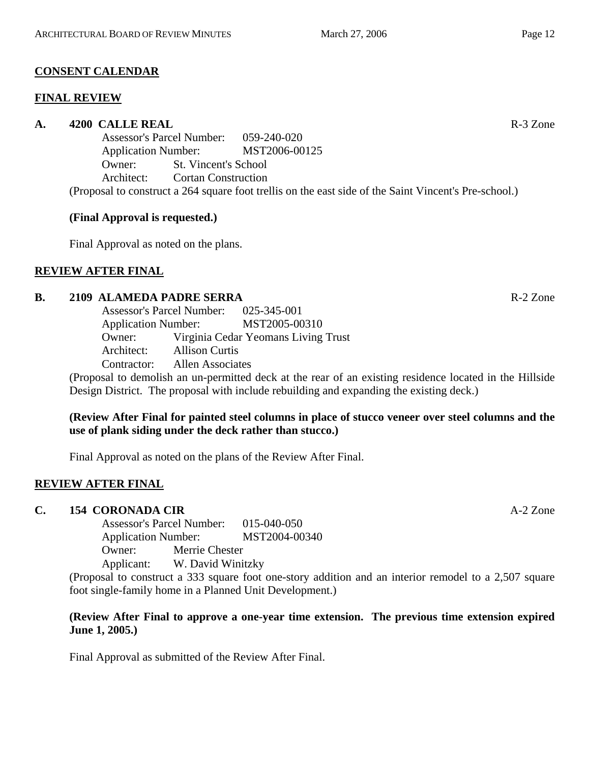## CONSENT CALENDAR

## FINAL REVIEW

**A. 4200 CALLE REAL** R-3 Zone

Assessor's Parcel Number: 059-240-020
Application Number: MST2006-00125
Owner: St. Vincent's School
Architect: Cortan Construction

(Proposal to construct a 264 square foot trellis on the east side of the Saint Vincent's Pre-school.)

**(Final Approval is requested.)**

Final Approval as noted on the plans.

## REVIEW AFTER FINAL

**B. 2109 ALAMEDA PADRE SERRA** R-2 Zone

Assessor's Parcel Number: 025-345-001
Application Number: MST2005-00310
Owner: Virginia Cedar Yeomans Living Trust
Architect: Allison Curtis
Contractor: Allen Associates

(Proposal to demolish an un-permitted deck at the rear of an existing residence located in the Hillside Design District. The proposal with include rebuilding and expanding the existing deck.)

**(Review After Final for painted steel columns in place of stucco veneer over steel columns and the use of plank siding under the deck rather than stucco.)**

Final Approval as noted on the plans of the Review After Final.

## REVIEW AFTER FINAL

**C. 154 CORONADA CIR** A-2 Zone

Assessor's Parcel Number: 015-040-050
Application Number: MST2004-00340
Owner: Merrie Chester
Applicant: W. David Winitzky

(Proposal to construct a 333 square foot one-story addition and an interior remodel to a 2,507 square foot single-family home in a Planned Unit Development.)

**(Review After Final to approve a one-year time extension. The previous time extension expired June 1, 2005.)**

Final Approval as submitted of the Review After Final.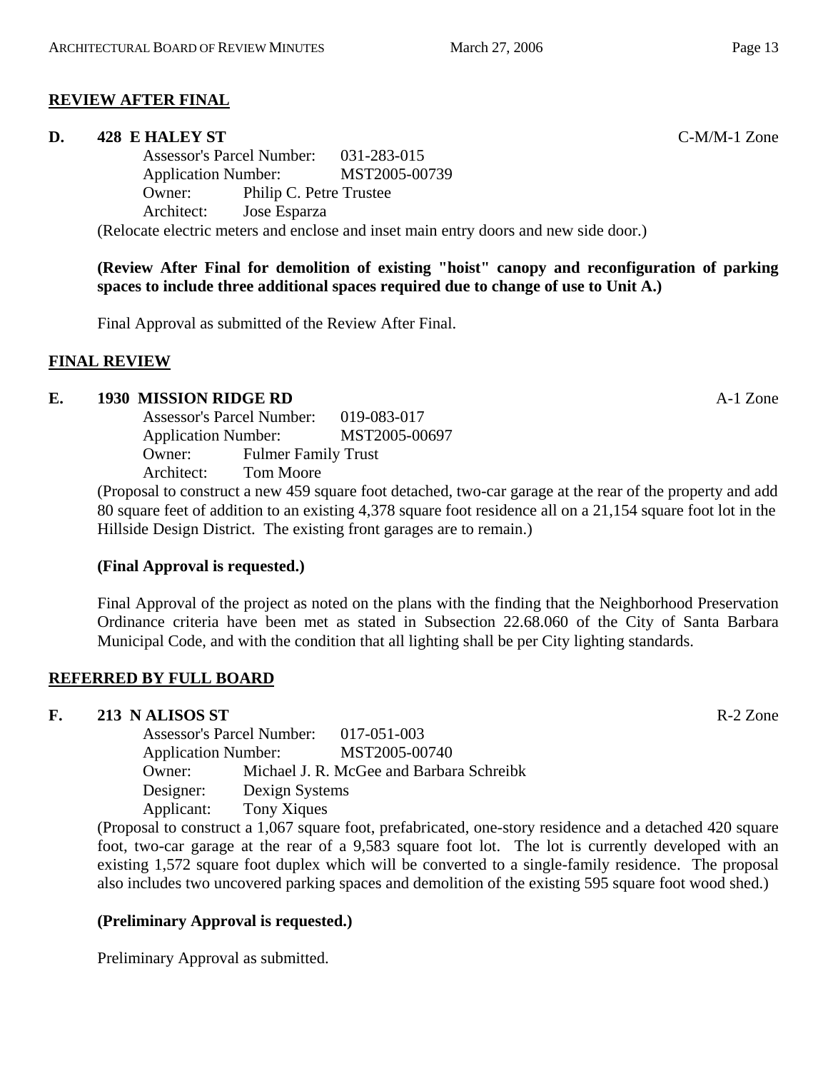## REVIEW AFTER FINAL

### D. 428 E HALEY ST — C-M/M-1 Zone

Assessor's Parcel Number: 031-283-015
Application Number: MST2005-00739
Owner: Philip C. Petre Trustee
Architect: Jose Esparza

(Relocate electric meters and enclose and inset main entry doors and new side door.)

**(Review After Final for demolition of existing "hoist" canopy and reconfiguration of parking spaces to include three additional spaces required due to change of use to Unit A.)**

Final Approval as submitted of the Review After Final.

## FINAL REVIEW

### E. 1930 MISSION RIDGE RD — A-1 Zone

Assessor's Parcel Number: 019-083-017
Application Number: MST2005-00697
Owner: Fulmer Family Trust
Architect: Tom Moore

(Proposal to construct a new 459 square foot detached, two-car garage at the rear of the property and add 80 square feet of addition to an existing 4,378 square foot residence all on a 21,154 square foot lot in the Hillside Design District. The existing front garages are to remain.)

**(Final Approval is requested.)**

Final Approval of the project as noted on the plans with the finding that the Neighborhood Preservation Ordinance criteria have been met as stated in Subsection 22.68.060 of the City of Santa Barbara Municipal Code, and with the condition that all lighting shall be per City lighting standards.

## REFERRED BY FULL BOARD

### F. 213 N ALISOS ST — R-2 Zone

Assessor's Parcel Number: 017-051-003
Application Number: MST2005-00740
Owner: Michael J. R. McGee and Barbara Schreibk
Designer: Dexign Systems
Applicant: Tony Xiques

(Proposal to construct a 1,067 square foot, prefabricated, one-story residence and a detached 420 square foot, two-car garage at the rear of a 9,583 square foot lot. The lot is currently developed with an existing 1,572 square foot duplex which will be converted to a single-family residence. The proposal also includes two uncovered parking spaces and demolition of the existing 595 square foot wood shed.)

**(Preliminary Approval is requested.)**

Preliminary Approval as submitted.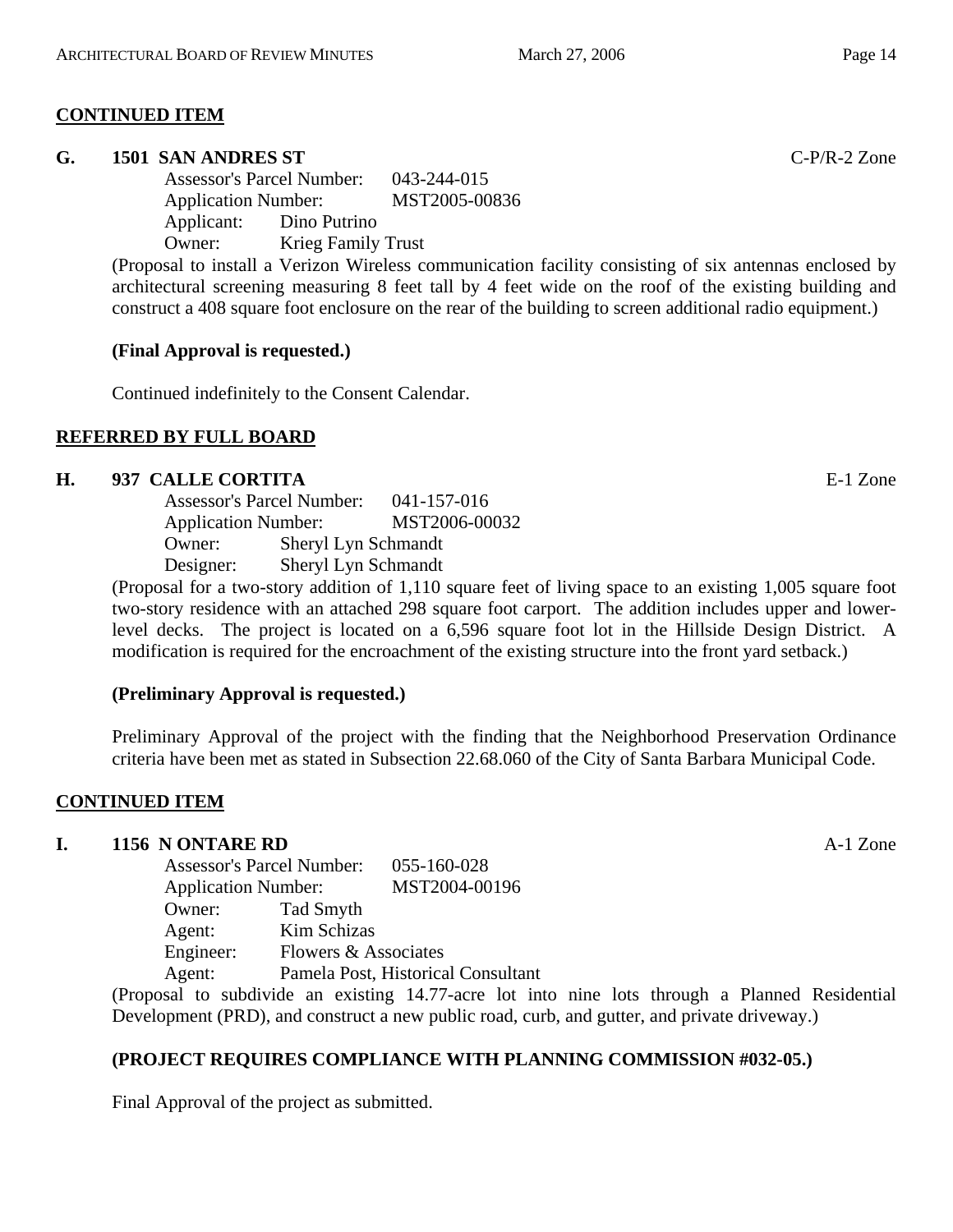**CONTINUED ITEM**

**G. 1501 SAN ANDRES ST** C-P/R-2 Zone

Assessor's Parcel Number: 043-244-015
Application Number: MST2005-00836
Applicant: Dino Putrino
Owner: Krieg Family Trust

(Proposal to install a Verizon Wireless communication facility consisting of six antennas enclosed by architectural screening measuring 8 feet tall by 4 feet wide on the roof of the existing building and construct a 408 square foot enclosure on the rear of the building to screen additional radio equipment.)

**(Final Approval is requested.)**

Continued indefinitely to the Consent Calendar.

**REFERRED BY FULL BOARD**

**H. 937 CALLE CORTITA** E-1 Zone

Assessor's Parcel Number: 041-157-016
Application Number: MST2006-00032
Owner: Sheryl Lyn Schmandt
Designer: Sheryl Lyn Schmandt

(Proposal for a two-story addition of 1,110 square feet of living space to an existing 1,005 square foot two-story residence with an attached 298 square foot carport. The addition includes upper and lower-level decks. The project is located on a 6,596 square foot lot in the Hillside Design District. A modification is required for the encroachment of the existing structure into the front yard setback.)

**(Preliminary Approval is requested.)**

Preliminary Approval of the project with the finding that the Neighborhood Preservation Ordinance criteria have been met as stated in Subsection 22.68.060 of the City of Santa Barbara Municipal Code.

**CONTINUED ITEM**

**I. 1156 N ONTARE RD** A-1 Zone

Assessor's Parcel Number: 055-160-028
Application Number: MST2004-00196
Owner: Tad Smyth
Agent: Kim Schizas
Engineer: Flowers & Associates
Agent: Pamela Post, Historical Consultant

(Proposal to subdivide an existing 14.77-acre lot into nine lots through a Planned Residential Development (PRD), and construct a new public road, curb, and gutter, and private driveway.)

**(PROJECT REQUIRES COMPLIANCE WITH PLANNING COMMISSION #032-05.)**

Final Approval of the project as submitted.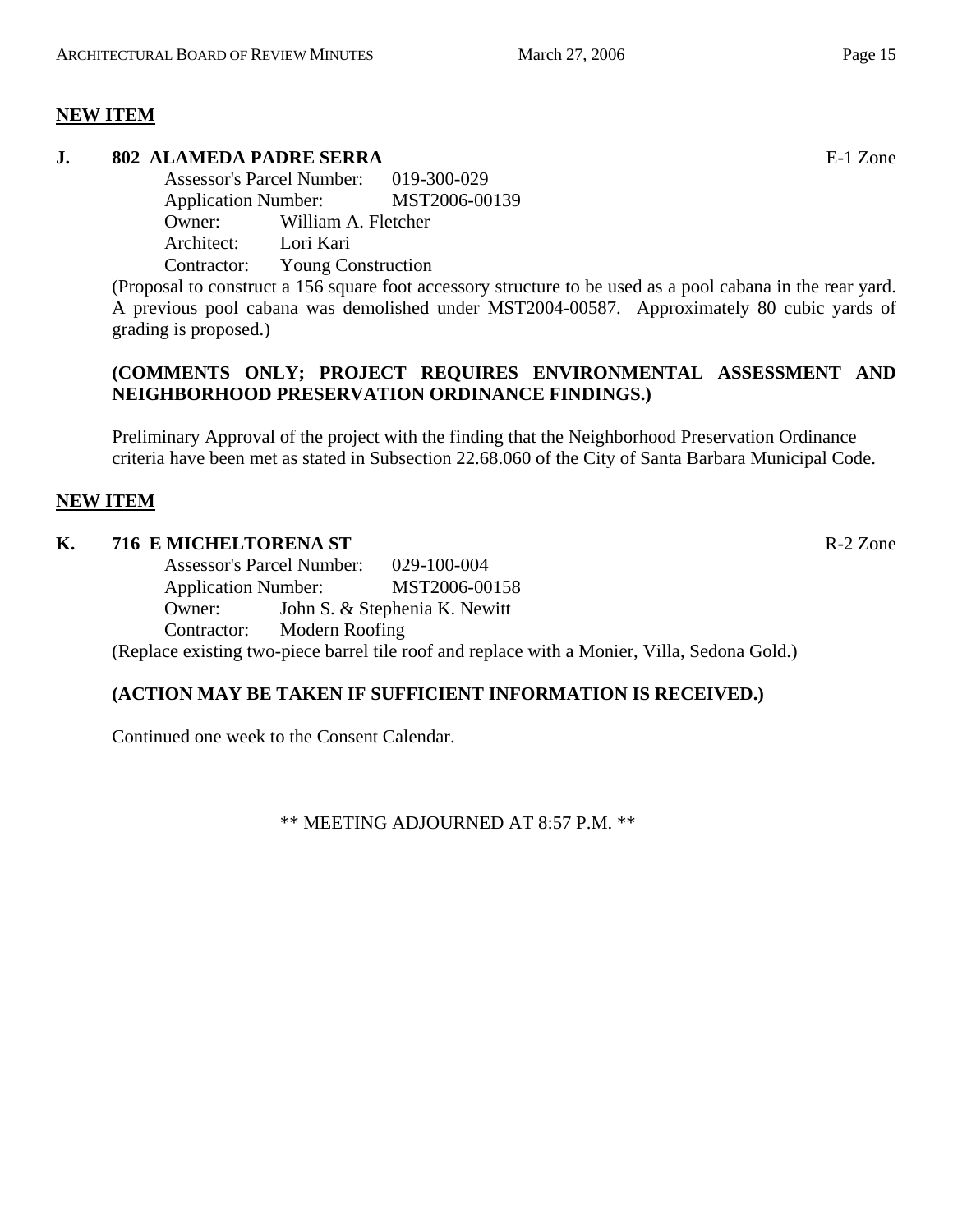**NEW ITEM**

**J. 802 ALAMEDA PADRE SERRA** E-1 Zone

Assessor's Parcel Number: 019-300-029
Application Number: MST2006-00139
Owner: William A. Fletcher
Architect: Lori Kari
Contractor: Young Construction

(Proposal to construct a 156 square foot accessory structure to be used as a pool cabana in the rear yard. A previous pool cabana was demolished under MST2004-00587. Approximately 80 cubic yards of grading is proposed.)

**(COMMENTS ONLY; PROJECT REQUIRES ENVIRONMENTAL ASSESSMENT AND NEIGHBORHOOD PRESERVATION ORDINANCE FINDINGS.)**

Preliminary Approval of the project with the finding that the Neighborhood Preservation Ordinance criteria have been met as stated in Subsection 22.68.060 of the City of Santa Barbara Municipal Code.

**NEW ITEM**

**K. 716 E MICHELTORENA ST** R-2 Zone

Assessor's Parcel Number: 029-100-004
Application Number: MST2006-00158
Owner: John S. & Stephenia K. Newitt
Contractor: Modern Roofing

(Replace existing two-piece barrel tile roof and replace with a Monier, Villa, Sedona Gold.)

**(ACTION MAY BE TAKEN IF SUFFICIENT INFORMATION IS RECEIVED.)**

Continued one week to the Consent Calendar.

\*\* MEETING ADJOURNED AT 8:57 P.M. \*\*